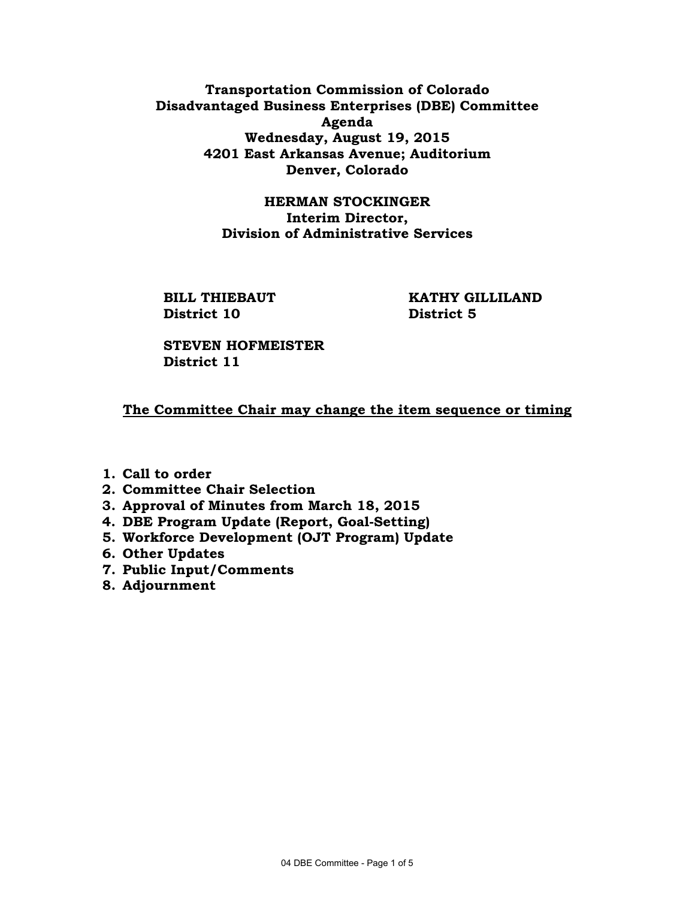# Transportation Commission of Colorado
# Disadvantaged Business Enterprises (DBE) Committee
# Agenda

**Wednesday, August 19, 2015**
**4201 East Arkansas Avenue; Auditorium**
**Denver, Colorado**

**HERMAN STOCKINGER**
**Interim Director,**
**Division of Administrative Services**

**BILL THIEBAUT**
**District 10**

**KATHY GILLILAND**
**District 5**

**STEVEN HOFMEISTER**
**District 11**

**<u>The Committee Chair may change the item sequence or timing</u>**

1. **Call to order**
2. **Committee Chair Selection**
3. **Approval of Minutes from March 18, 2015**
4. **DBE Program Update (Report, Goal-Setting)**
5. **Workforce Development (OJT Program) Update**
6. **Other Updates**
7. **Public Input/Comments**
8. **Adjournment**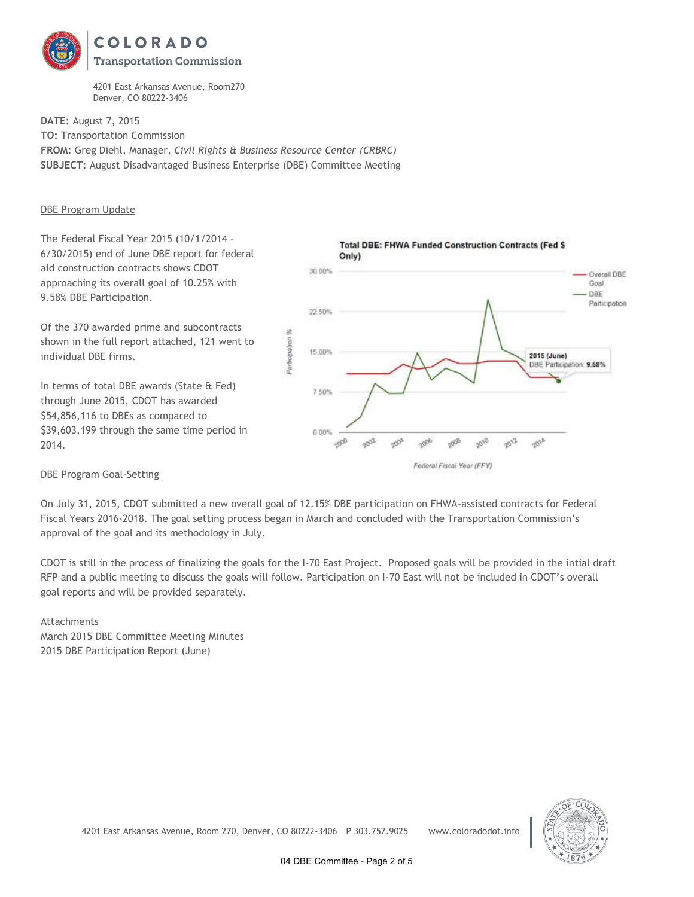**COLORADO**
**Transportation Commission**

4201 East Arkansas Avenue, Room270
Denver, CO 80222-3406

**DATE:** August 7, 2015
**TO:** Transportation Commission
**FROM:** Greg Diehl, Manager, *Civil Rights & Business Resource Center (CRBRC)*
**SUBJECT:** August Disadvantaged Business Enterprise (DBE) Committee Meeting

## DBE Program Update

The Federal Fiscal Year 2015 (10/1/2014 – 6/30/2015) end of June DBE report for federal aid construction contracts shows CDOT approaching its overall goal of 10.25% with 9.58% DBE Participation.

Of the 370 awarded prime and subcontracts shown in the full report attached, 121 went to individual DBE firms.

In terms of total DBE awards (State & Fed) through June 2015, CDOT has awarded $54,856,116 to DBEs as compared to $39,603,199 through the same time period in 2014.

**Total DBE: FHWA Funded Construction Contracts (Fed $ Only)**

Participation % (0.00%, 7.50%, 15.00%, 22.50%, 30.00%) by Federal Fiscal Year (FFY) (2000–2014). Legend: Overall DBE Goal; DBE Participation. 2015 (June) DBE Participation: 9.58%

## DBE Program Goal-Setting

On July 31, 2015, CDOT submitted a new overall goal of 12.15% DBE participation on FHWA-assisted contracts for Federal Fiscal Years 2016-2018. The goal setting process began in March and concluded with the Transportation Commission's approval of the goal and its methodology in July.

CDOT is still in the process of finalizing the goals for the I-70 East Project. Proposed goals will be provided in the intial draft RFP and a public meeting to discuss the goals will follow. Participation on I-70 East will not be included in CDOT's overall goal reports and will be provided separately.

## Attachments

March 2015 DBE Committee Meeting Minutes
2015 DBE Participation Report (June)

4201 East Arkansas Avenue, Room 270, Denver, CO 80222-3406 P 303.757.9025 www.coloradodot.info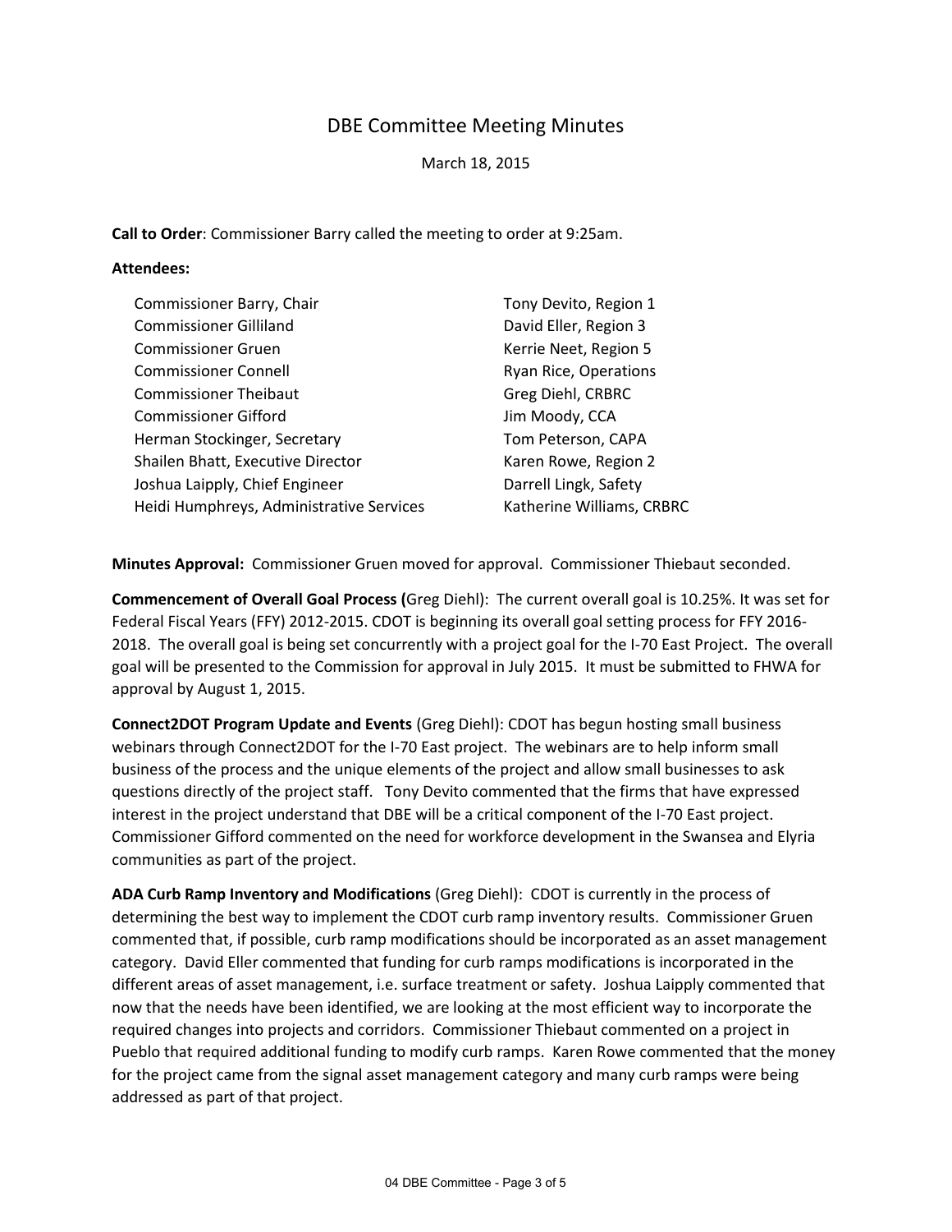# DBE Committee Meeting Minutes

March 18, 2015

**Call to Order**: Commissioner Barry called the meeting to order at 9:25am.

**Attendees:**

| | |
|---|---|
| Commissioner Barry, Chair | Tony Devito, Region 1 |
| Commissioner Gilliland | David Eller, Region 3 |
| Commissioner Gruen | Kerrie Neet, Region 5 |
| Commissioner Connell | Ryan Rice, Operations |
| Commissioner Theibaut | Greg Diehl, CRBRC |
| Commissioner Gifford | Jim Moody, CCA |
| Herman Stockinger, Secretary | Tom Peterson, CAPA |
| Shailen Bhatt, Executive Director | Karen Rowe, Region 2 |
| Joshua Laipply, Chief Engineer | Darrell Lingk, Safety |
| Heidi Humphreys, Administrative Services | Katherine Williams, CRBRC |

**Minutes Approval:** Commissioner Gruen moved for approval. Commissioner Thiebaut seconded.

**Commencement of Overall Goal Process (**Greg Diehl): The current overall goal is 10.25%. It was set for Federal Fiscal Years (FFY) 2012-2015. CDOT is beginning its overall goal setting process for FFY 2016-2018. The overall goal is being set concurrently with a project goal for the I-70 East Project. The overall goal will be presented to the Commission for approval in July 2015. It must be submitted to FHWA for approval by August 1, 2015.

**Connect2DOT Program Update and Events** (Greg Diehl): CDOT has begun hosting small business webinars through Connect2DOT for the I-70 East project. The webinars are to help inform small business of the process and the unique elements of the project and allow small businesses to ask questions directly of the project staff. Tony Devito commented that the firms that have expressed interest in the project understand that DBE will be a critical component of the I-70 East project. Commissioner Gifford commented on the need for workforce development in the Swansea and Elyria communities as part of the project.

**ADA Curb Ramp Inventory and Modifications** (Greg Diehl): CDOT is currently in the process of determining the best way to implement the CDOT curb ramp inventory results. Commissioner Gruen commented that, if possible, curb ramp modifications should be incorporated as an asset management category. David Eller commented that funding for curb ramps modifications is incorporated in the different areas of asset management, i.e. surface treatment or safety. Joshua Laipply commented that now that the needs have been identified, we are looking at the most efficient way to incorporate the required changes into projects and corridors. Commissioner Thiebaut commented on a project in Pueblo that required additional funding to modify curb ramps. Karen Rowe commented that the money for the project came from the signal asset management category and many curb ramps were being addressed as part of that project.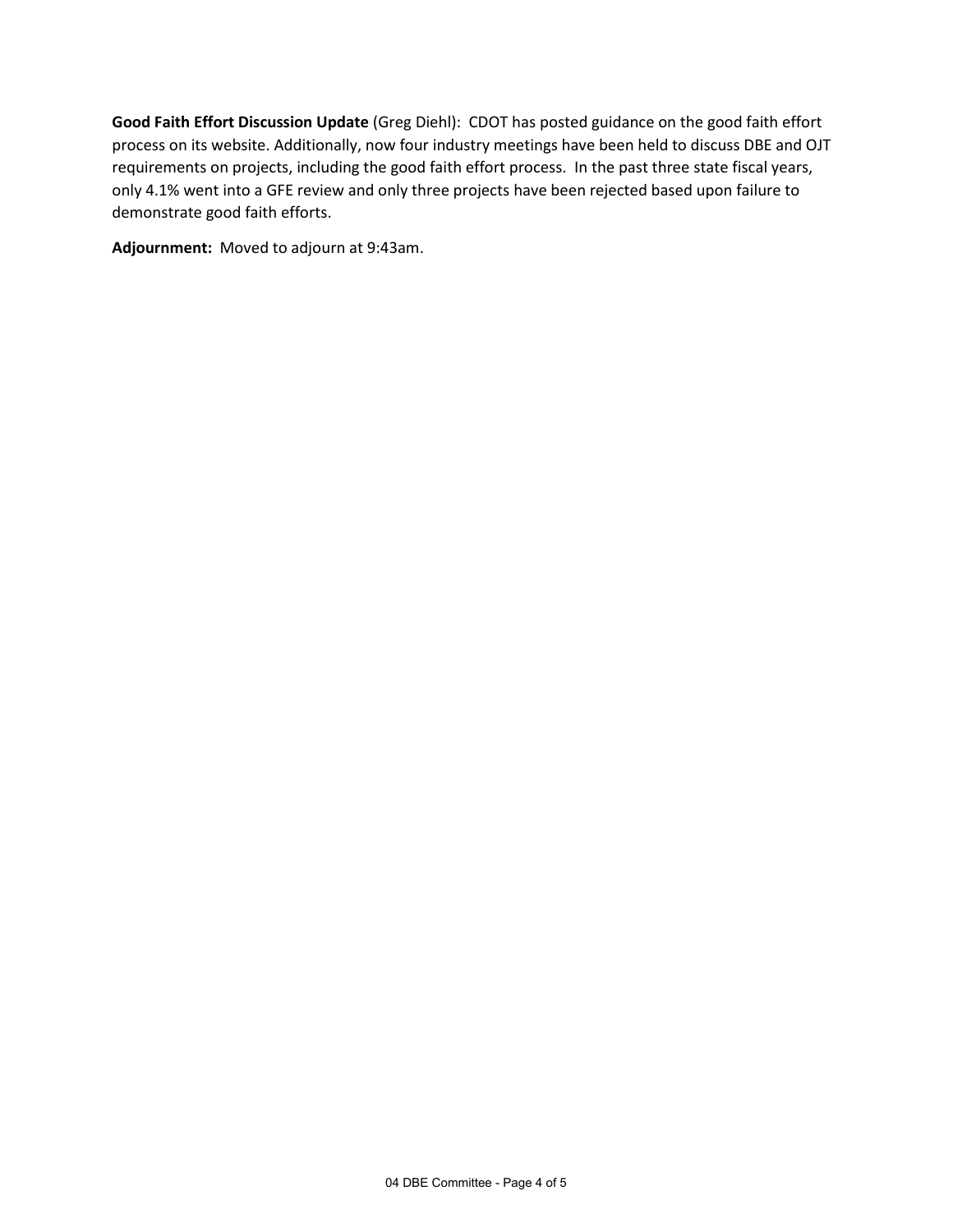**Good Faith Effort Discussion Update** (Greg Diehl): CDOT has posted guidance on the good faith effort process on its website. Additionally, now four industry meetings have been held to discuss DBE and OJT requirements on projects, including the good faith effort process. In the past three state fiscal years, only 4.1% went into a GFE review and only three projects have been rejected based upon failure to demonstrate good faith efforts.

**Adjournment:** Moved to adjourn at 9:43am.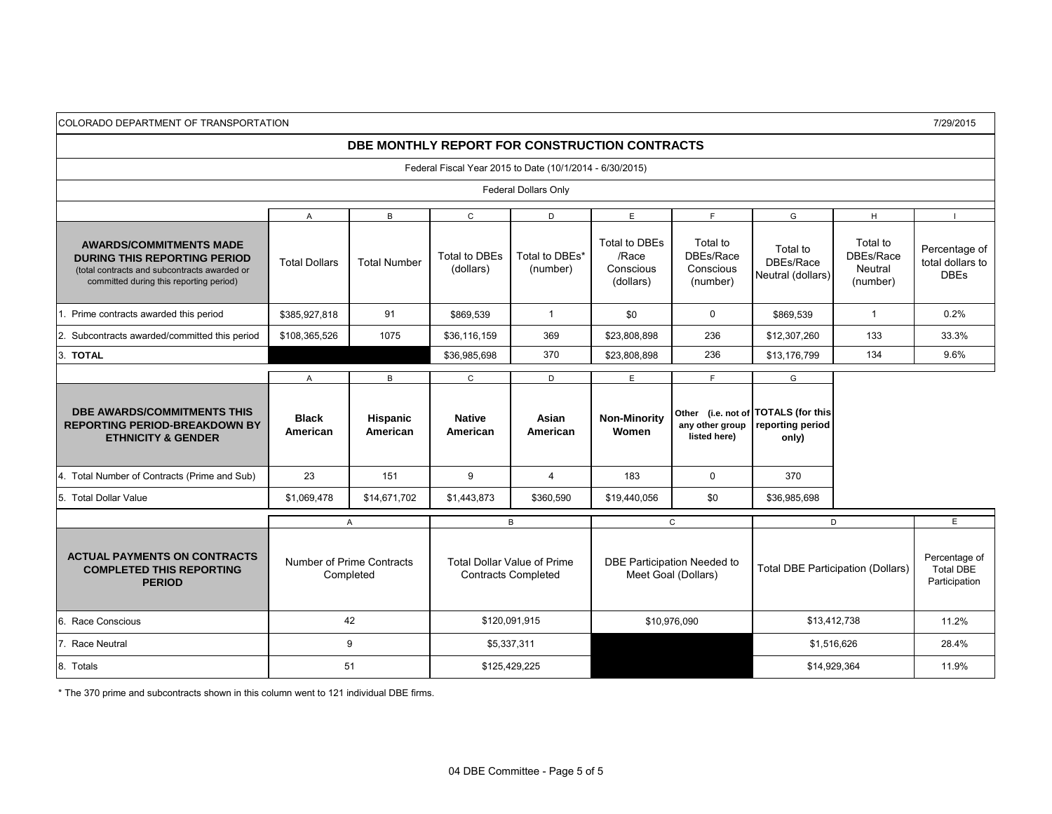COLORADO DEPARTMENT OF TRANSPORTATION

7/29/2015

# DBE MONTHLY REPORT FOR CONSTRUCTION CONTRACTS

Federal Fiscal Year 2015 to Date (10/1/2014 - 6/30/2015)

Federal Dollars Only

| | A | B | C | D | E | F | G | H | I |
|---|---|---|---|---|---|---|---|---|---|
| **AWARDS/COMMITMENTS MADE DURING THIS REPORTING PERIOD** (total contracts and subcontracts awarded or committed during this reporting period) | Total Dollars | Total Number | Total to DBEs (dollars) | Total to DBEs* (number) | Total to DBEs /Race Conscious (dollars) | Total to DBEs/Race Conscious (number) | Total to DBEs/Race Neutral (dollars) | Total to DBEs/Race Neutral (number) | Percentage of total dollars to DBEs |
| 1. Prime contracts awarded this period | $385,927,818 | 91 | $869,539 | 1 | $0 | 0 | $869,539 | 1 | 0.2% |
| 2. Subcontracts awarded/committed this period | $108,365,526 | 1075 | $36,116,159 | 369 | $23,808,898 | 236 | $12,307,260 | 133 | 33.3% |
| 3. **TOTAL** | | | $36,985,698 | 370 | $23,808,898 | 236 | $13,176,799 | 134 | 9.6% |

| | A | B | C | D | E | F | G |
|---|---|---|---|---|---|---|---|
| **DBE AWARDS/COMMITMENTS THIS REPORTING PERIOD-BREAKDOWN BY ETHNICITY & GENDER** | **Black American** | **Hispanic American** | **Native American** | **Asian American** | **Non-Minority Women** | **Other (i.e. not of any other group listed here)** | **TOTALS (for this reporting period only)** |
| 4. Total Number of Contracts (Prime and Sub) | 23 | 151 | 9 | 4 | 183 | 0 | 370 |
| 5. Total Dollar Value | $1,069,478 | $14,671,702 | $1,443,873 | $360,590 | $19,440,056 | $0 | $36,985,698 |

| | A | B | C | D | E |
|---|---|---|---|---|---|
| **ACTUAL PAYMENTS ON CONTRACTS COMPLETED THIS REPORTING PERIOD** | Number of Prime Contracts Completed | Total Dollar Value of Prime Contracts Completed | DBE Participation Needed to Meet Goal (Dollars) | Total DBE Participation (Dollars) | Percentage of Total DBE Participation |
| 6. Race Conscious | 42 | $120,091,915 | $10,976,090 | $13,412,738 | 11.2% |
| 7. Race Neutral | 9 | $5,337,311 | | $1,516,626 | 28.4% |
| 8. Totals | 51 | $125,429,225 | | $14,929,364 | 11.9% |

* The 370 prime and subcontracts shown in this column went to 121 individual DBE firms.